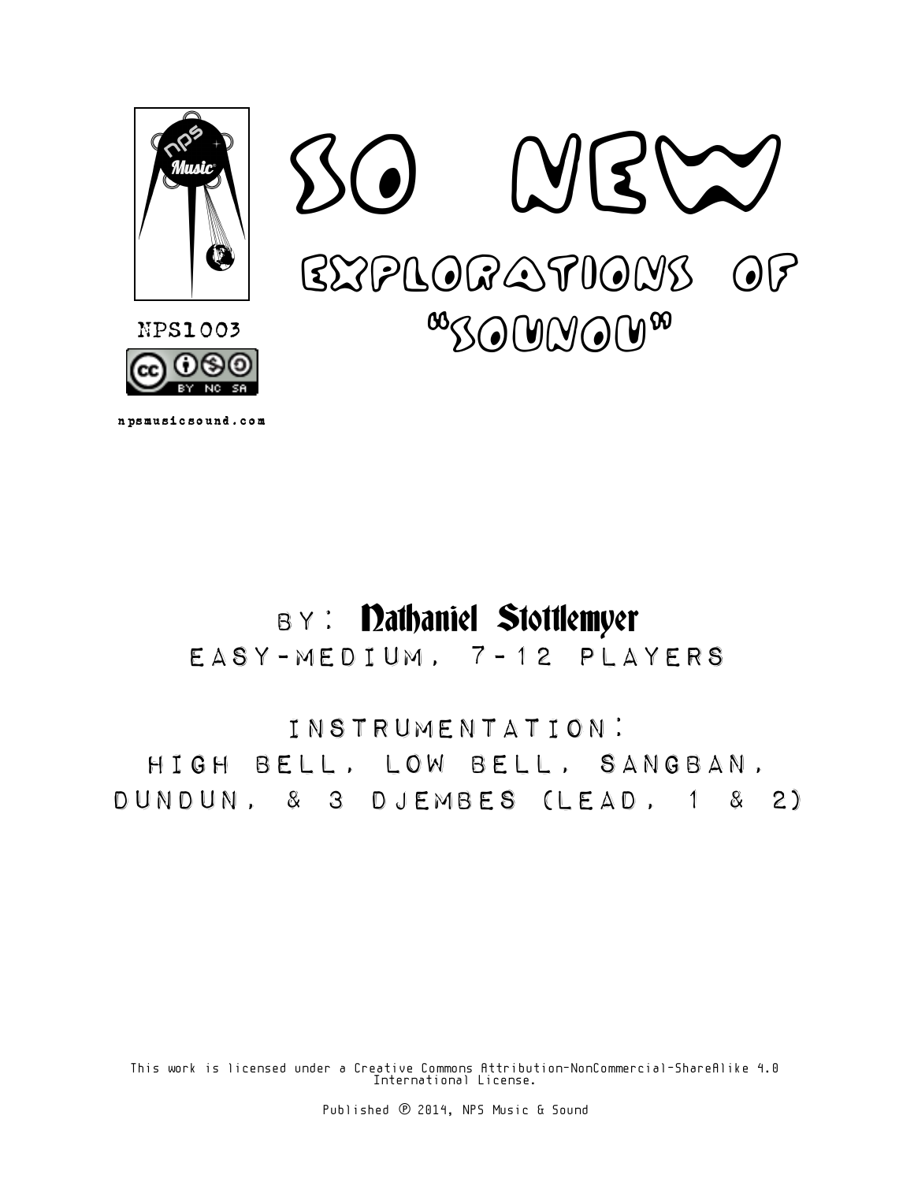NPS1003

npsmusicsound.com

# SO NEW

## Explorations of "Sounou"

BY: Nathaniel Stottlemyer

EASY-MEDIUM, 7-12 PLAYERS

INSTRUMENTATION:
HIGH BELL, LOW BELL, SANGBAN, DUNDUN, & 3 DJEMBES (LEAD, 1 & 2)

This work is licensed under a Creative Commons Attribution-NonCommercial-ShareAlike 4.0 International License.

Published ℗ 2014, NPS Music & Sound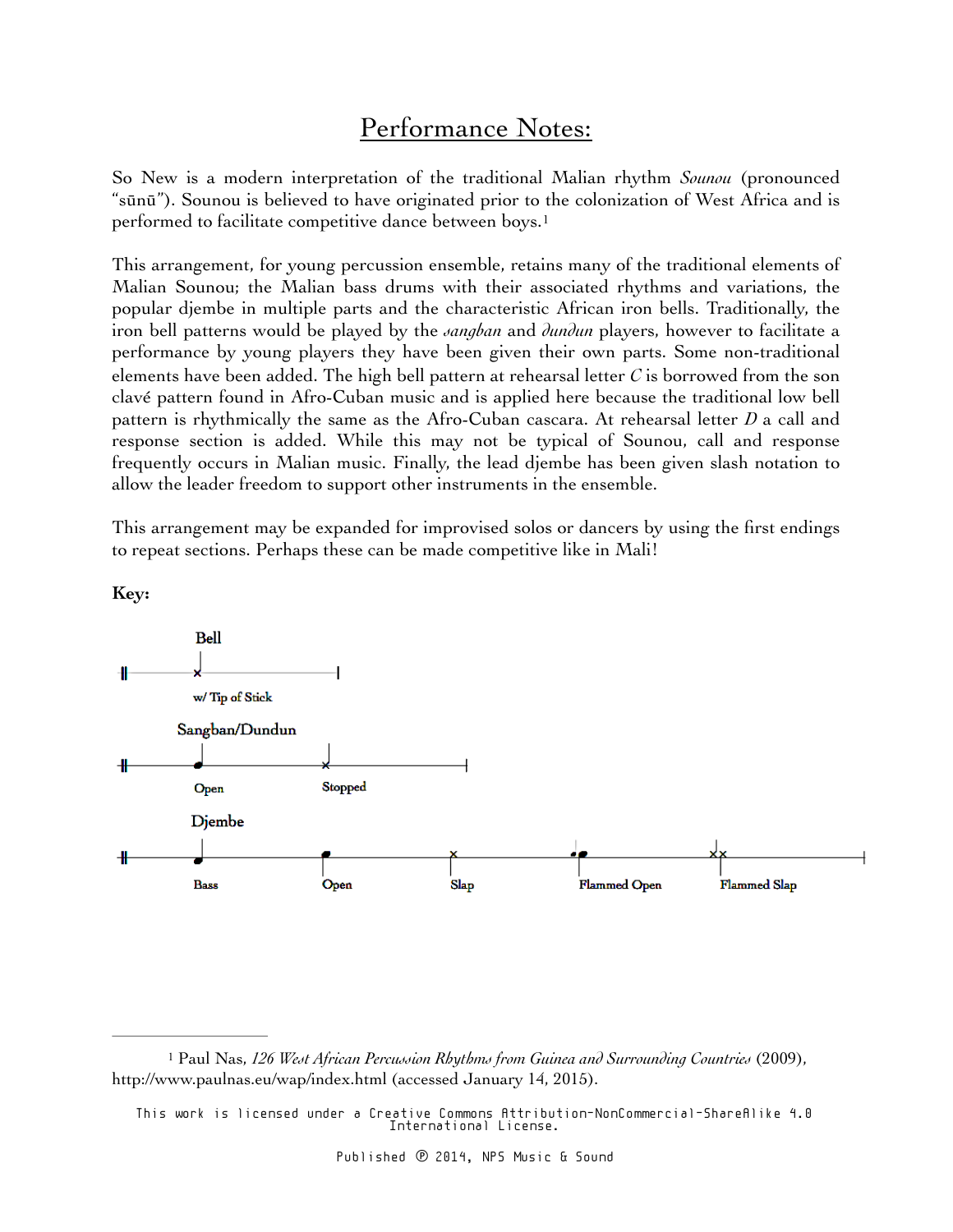# Performance Notes:

So New is a modern interpretation of the traditional Malian rhythm *Sounou* (pronounced "sūnū"). Sounou is believed to have originated prior to the colonization of West Africa and is performed to facilitate competitive dance between boys.[1]

This arrangement, for young percussion ensemble, retains many of the traditional elements of Malian Sounou; the Malian bass drums with their associated rhythms and variations, the popular djembe in multiple parts and the characteristic African iron bells. Traditionally, the iron bell patterns would be played by the *sangban* and *dundun* players, however to facilitate a performance by young players they have been given their own parts. Some non-traditional elements have been added. The high bell pattern at rehearsal letter *C* is borrowed from the son clavé pattern found in Afro-Cuban music and is applied here because the traditional low bell pattern is rhythmically the same as the Afro-Cuban cascara. At rehearsal letter *D* a call and response section is added. While this may not be typical of Sounou, call and response frequently occurs in Malian music. Finally, the lead djembe has been given slash notation to allow the leader freedom to support other instruments in the ensemble.

This arrangement may be expanded for improvised solos or dancers by using the first endings to repeat sections. Perhaps these can be made competitive like in Mali!

**Key:**

Bell

w/ Tip of Stick

Sangban/Dundun

Open | Stopped

Djembe

Bass | Open | Slap | Flammed Open | Flammed Slap

---

[1] Paul Nas, *126 West African Percussion Rhythms from Guinea and Surrounding Countries* (2009), http://www.paulnas.eu/wap/index.html (accessed January 14, 2015).

This work is licensed under a Creative Commons Attribution-NonCommercial-ShareAlike 4.0 International License.

Published ℗ 2014, NPS Music & Sound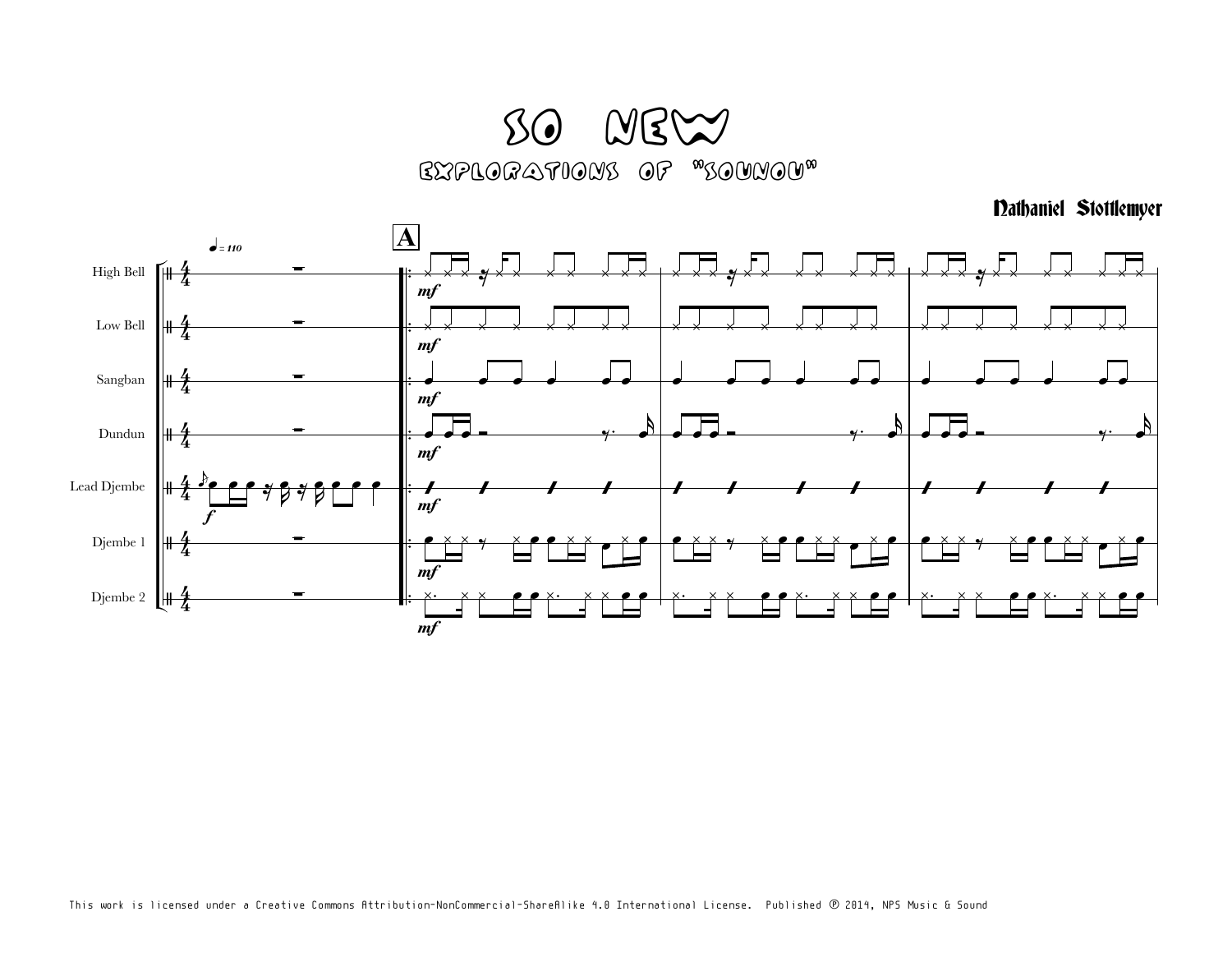# SO NEW

## EXPLORATIONS OF "SOUNOU"

**Nathaniel Stottlemyer**

This work is licensed under a Creative Commons Attribution-NonCommercial-ShareAlike 4.0 International License. Published ℗ 2014, NPS Music & Sound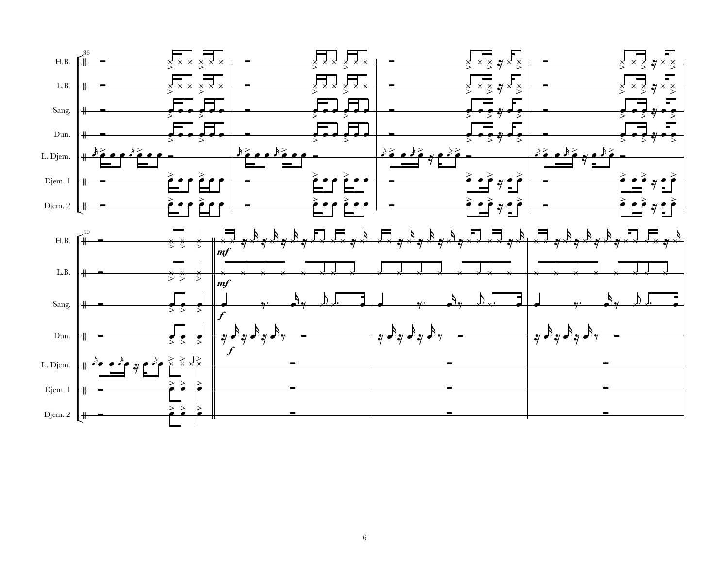H.B.

L.B.

Sang.

Dun.

L. Djem.

Djem. 1

Djem. 2

H.B.

L.B.

Sang.

Dun.

L. Djem.

Djem. 1

Djem. 2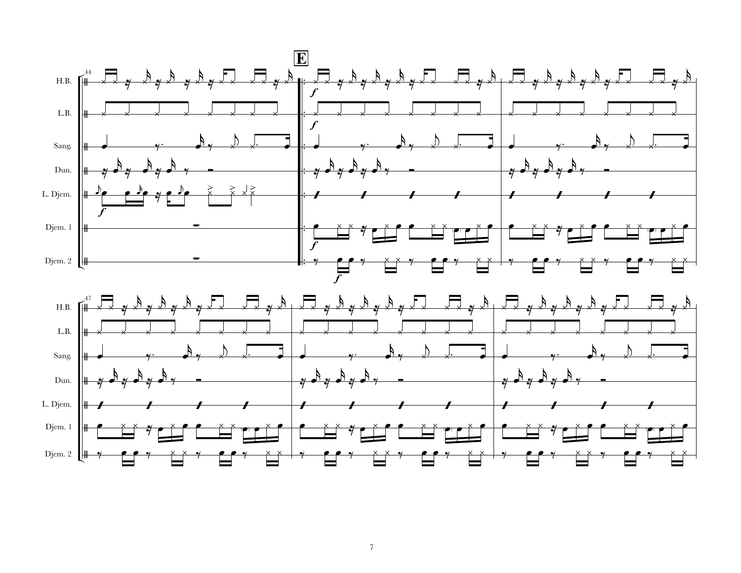E

H.B.

L.B.

Sang.

Dun.

L. Djem.

Djem. 1

Djem. 2

H.B.

L.B.

Sang.

Dun.

L. Djem.

Djem. 1

Djem. 2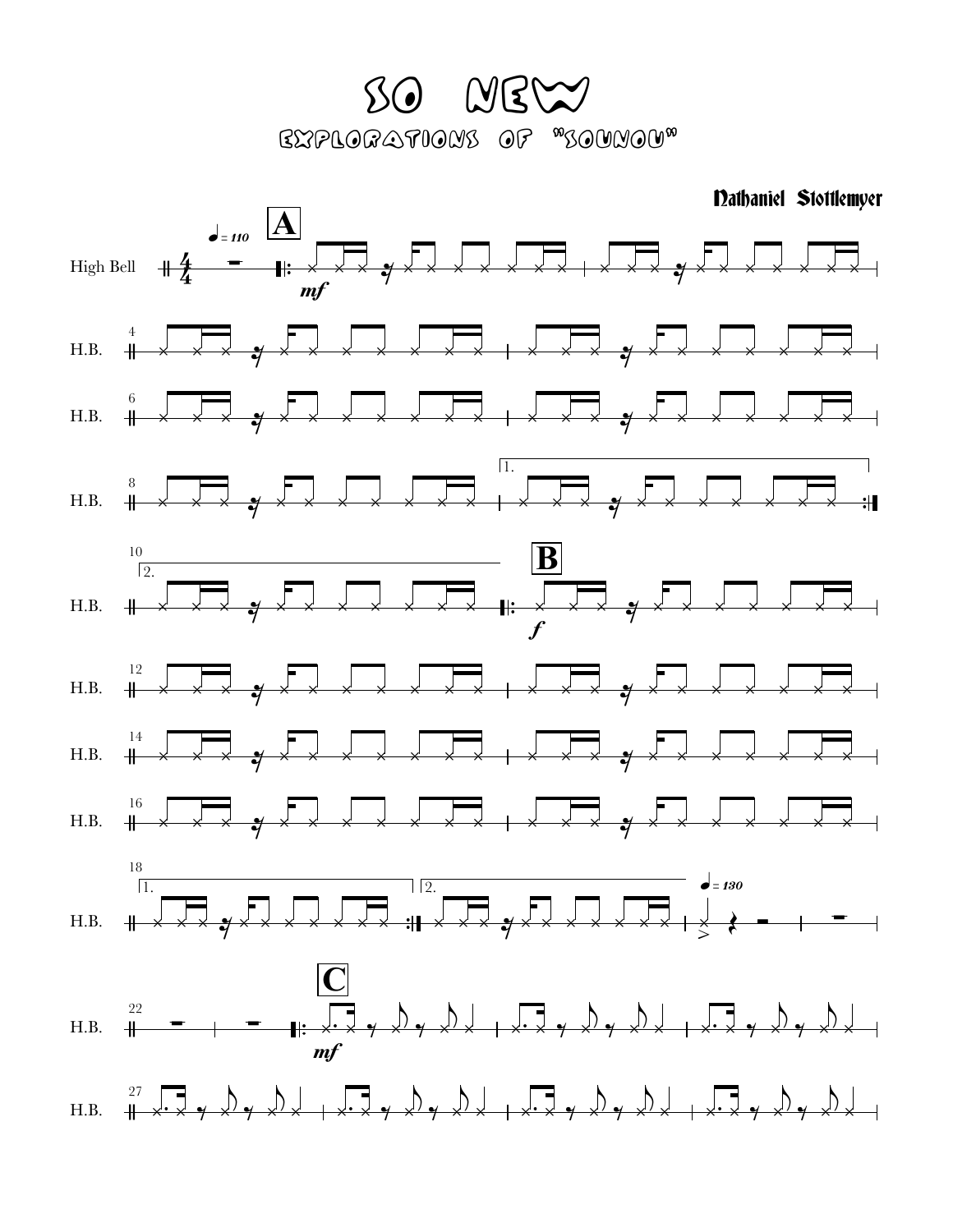# SO NEW

## EXPLORATIONS OF "SOUNOU"

Nathaniel Stottlemyer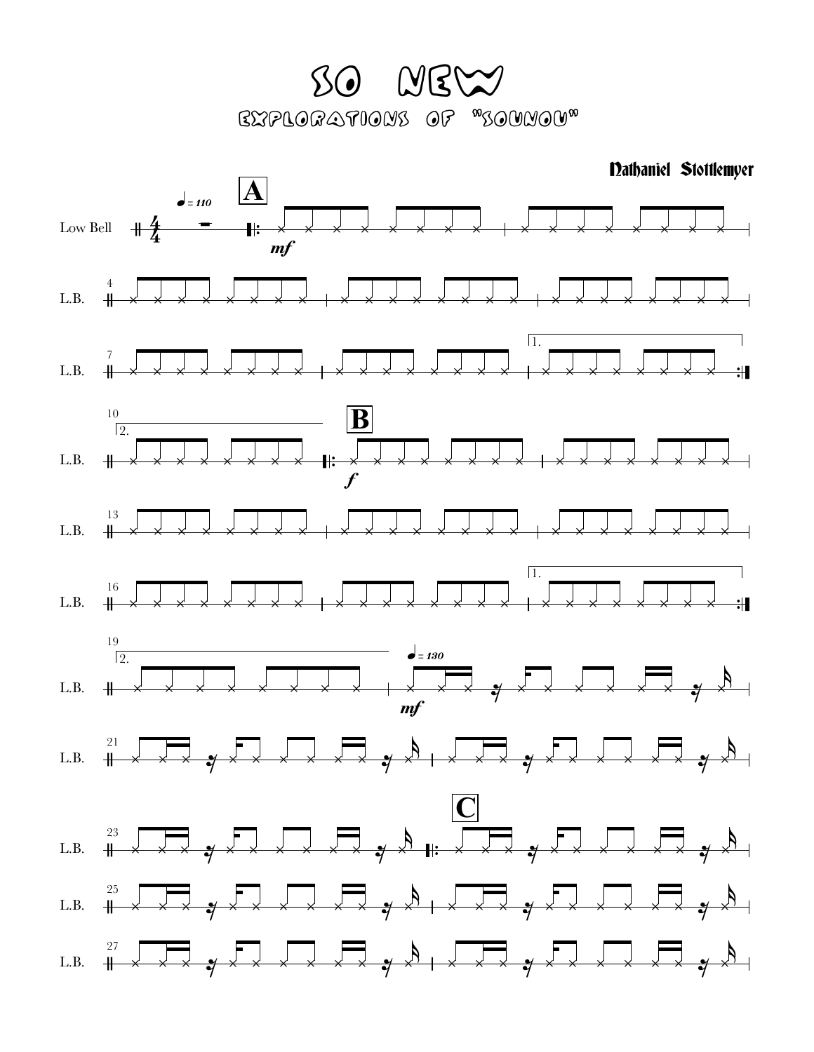# SO NEW

## Explorations of "Sounou"

**Nathaniel Stottlemyer**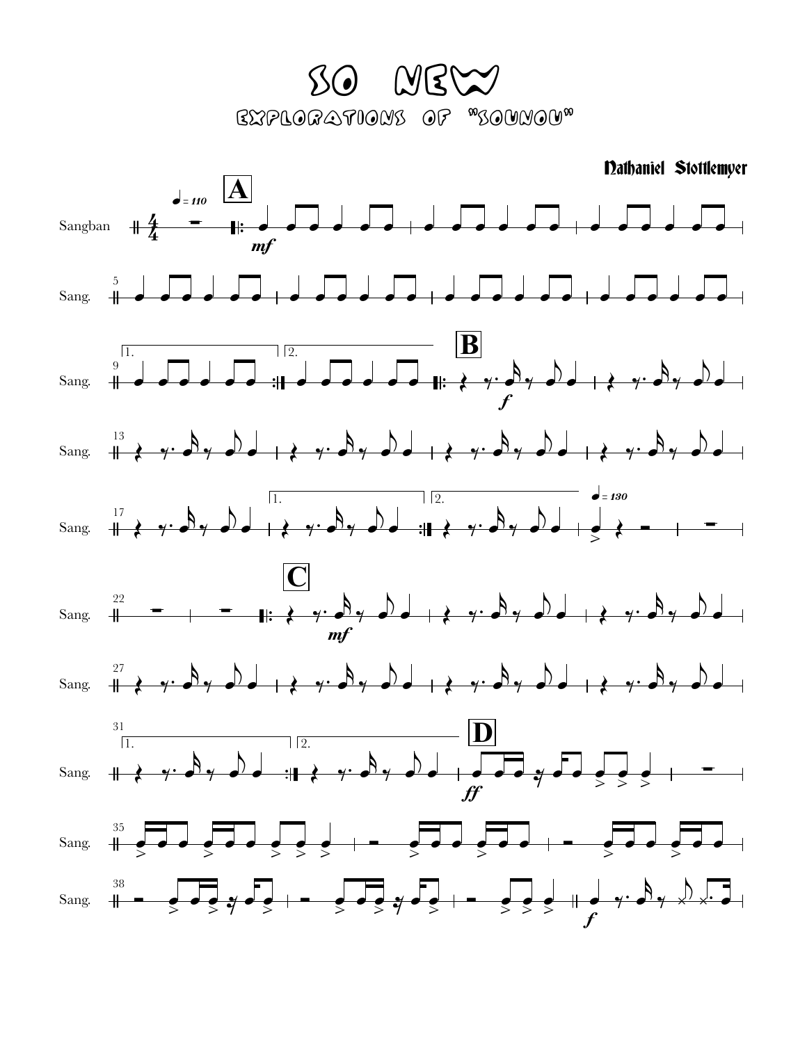# SO NEW

## Explorations of "Sounou"

**Nathaniel Stottlemyer**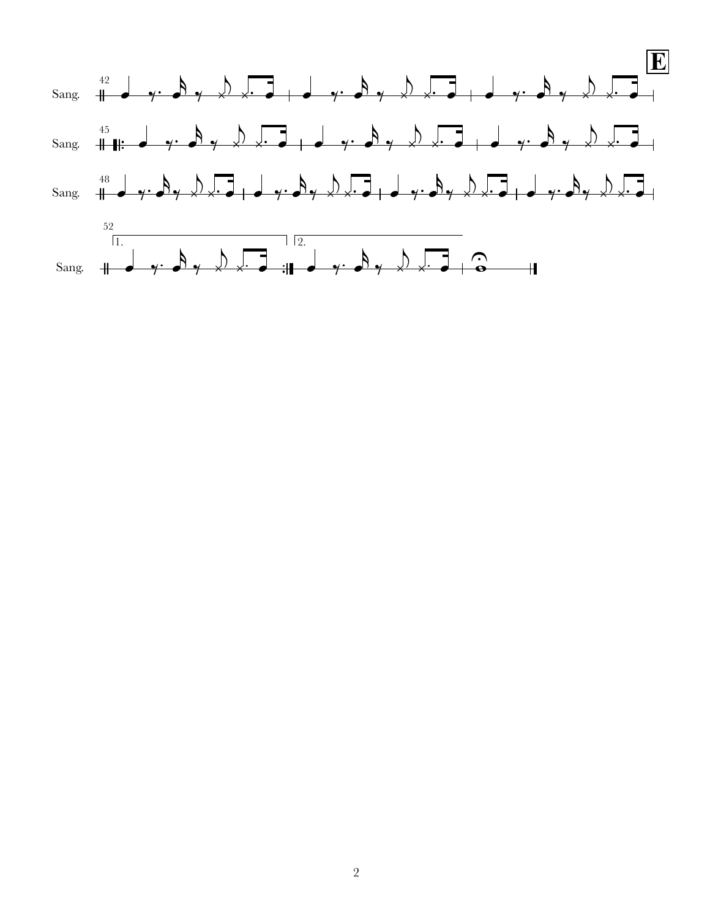**E**

Sang.

Sang.

Sang.

Sang.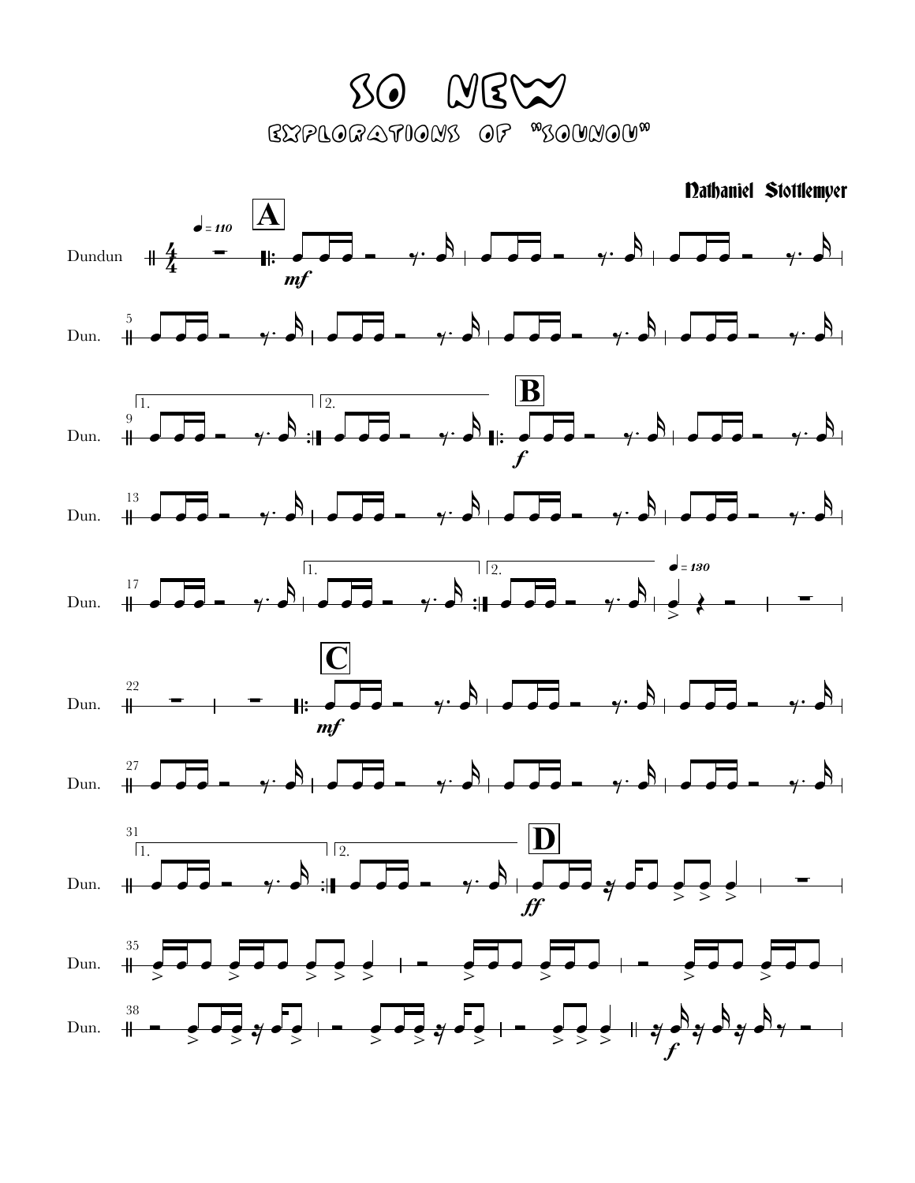# SO NEW

## EXPLORATIONS OF "SOUNOU"

Nathaniel Stottlemyer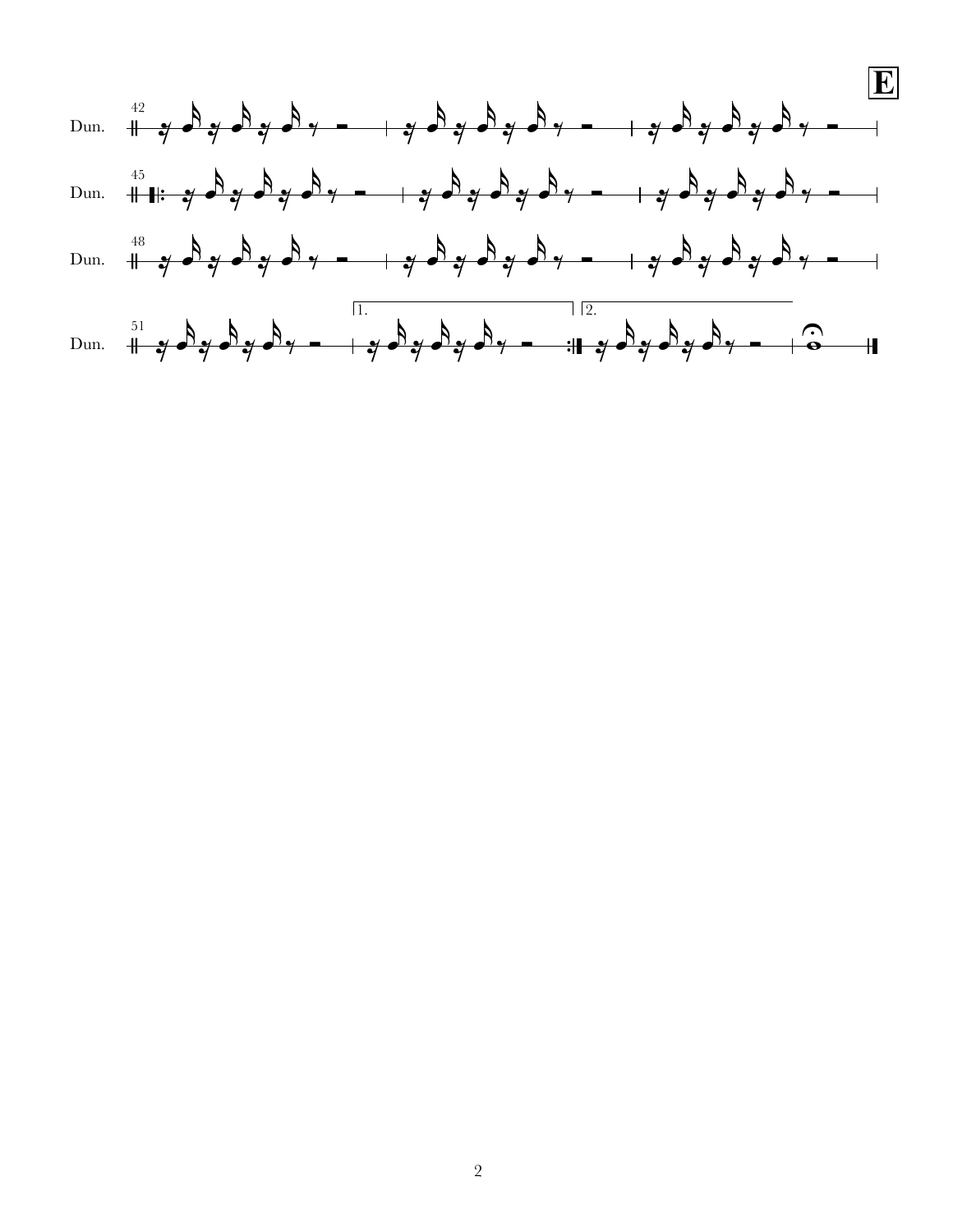**E**

42
Dun.

45
Dun.

48
Dun.

51
Dun.

1.

2.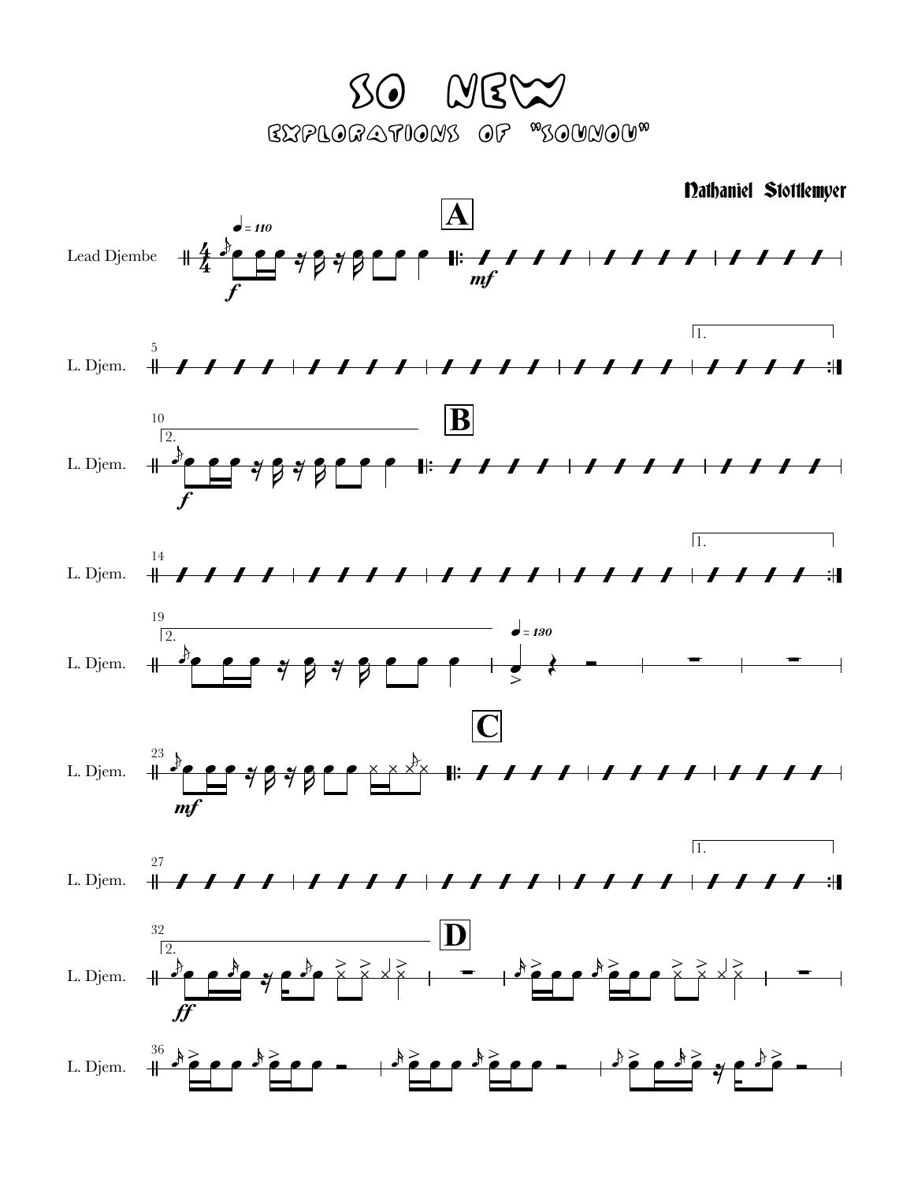# SO NEW

## EXPLORATIONS OF "SOUNOU"

**Nathaniel Stottlemyer**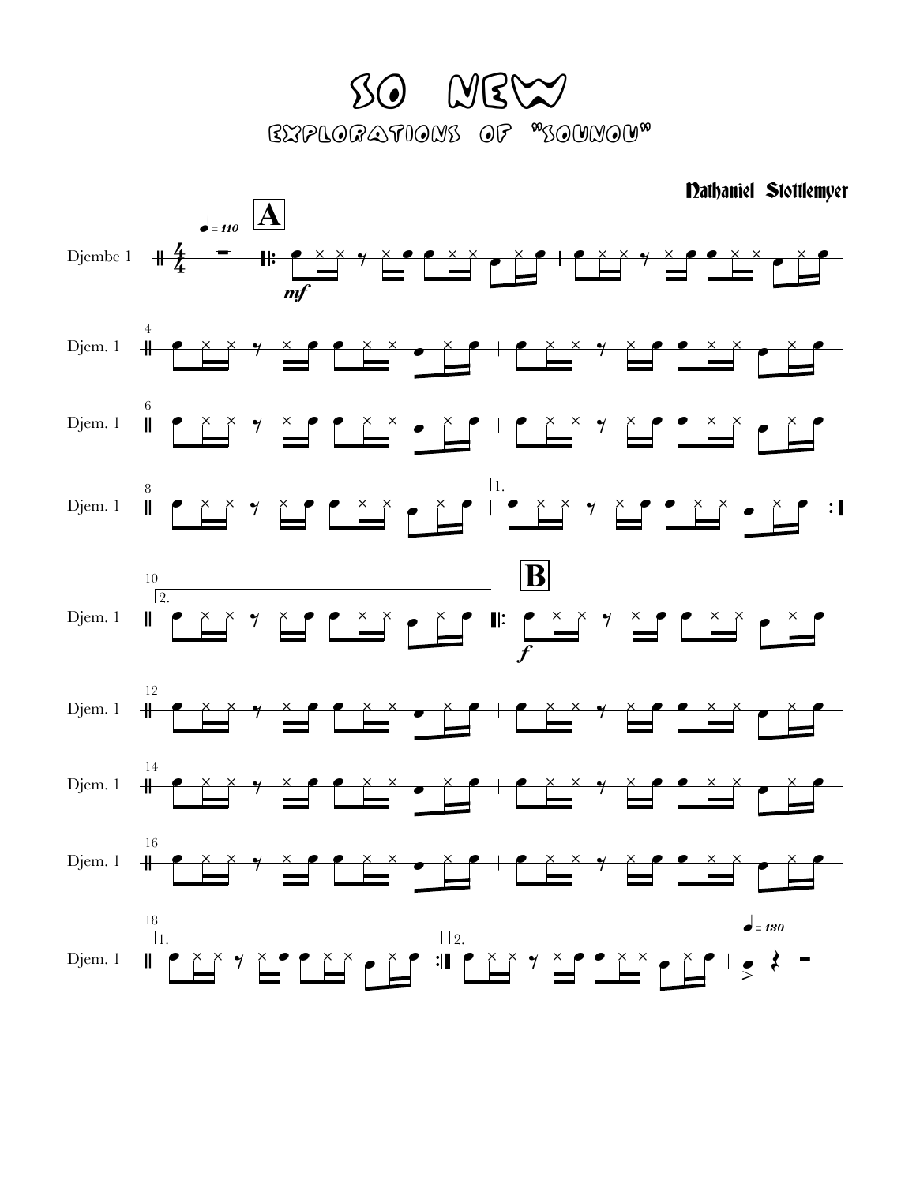# SO NEW

## EXPLORATIONS OF "SOUNOU"

Nathaniel Stottlemyer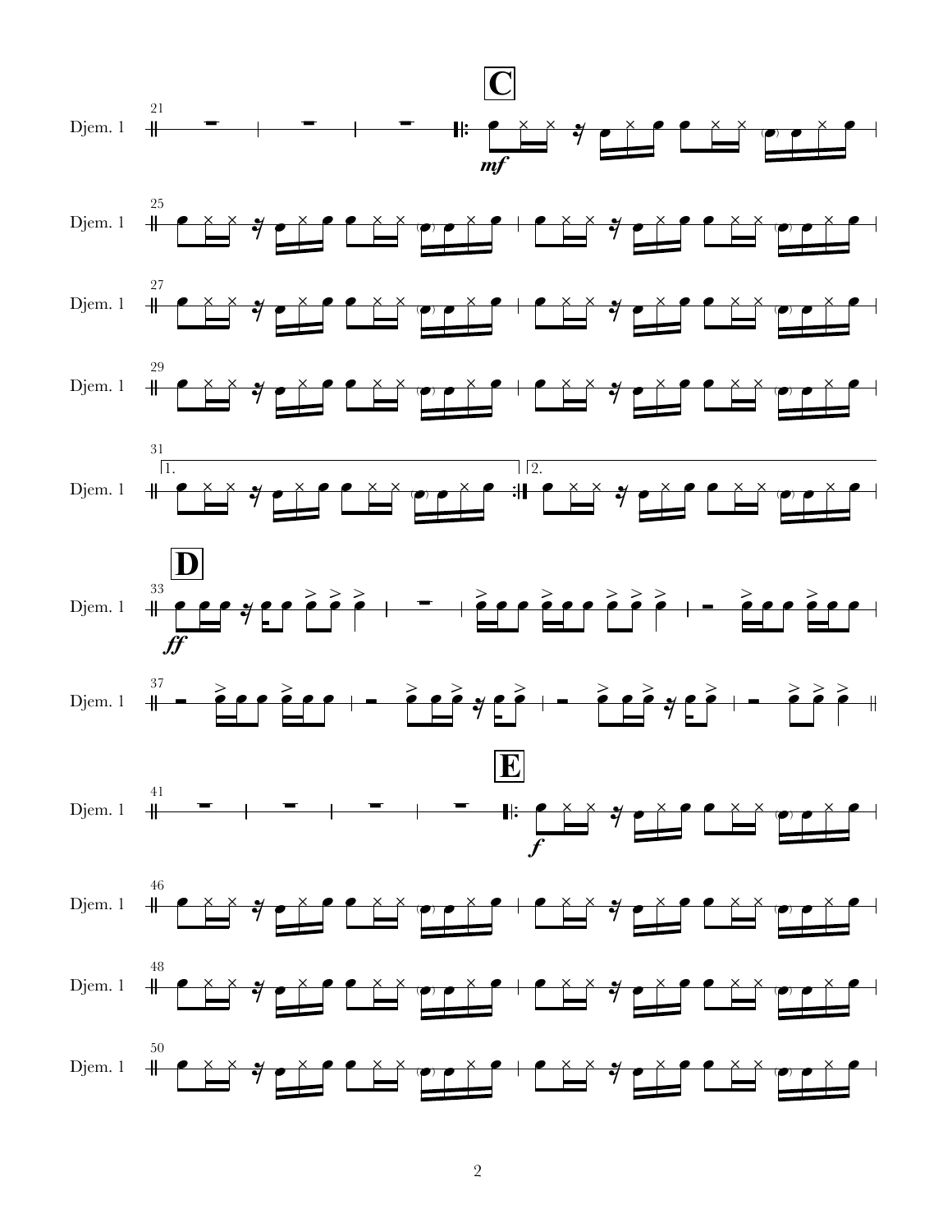**C**

Djem. 1

*mf*

1. 2.

**D**

*ff*

**E**

*f*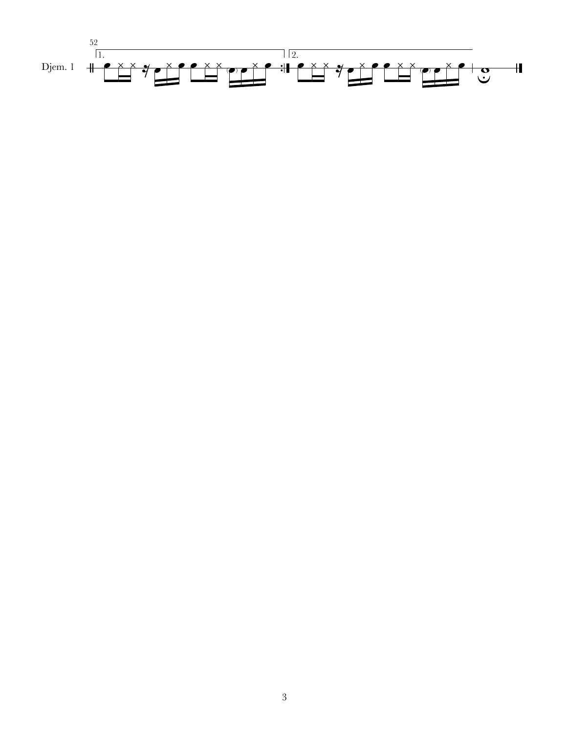52

Djem. 1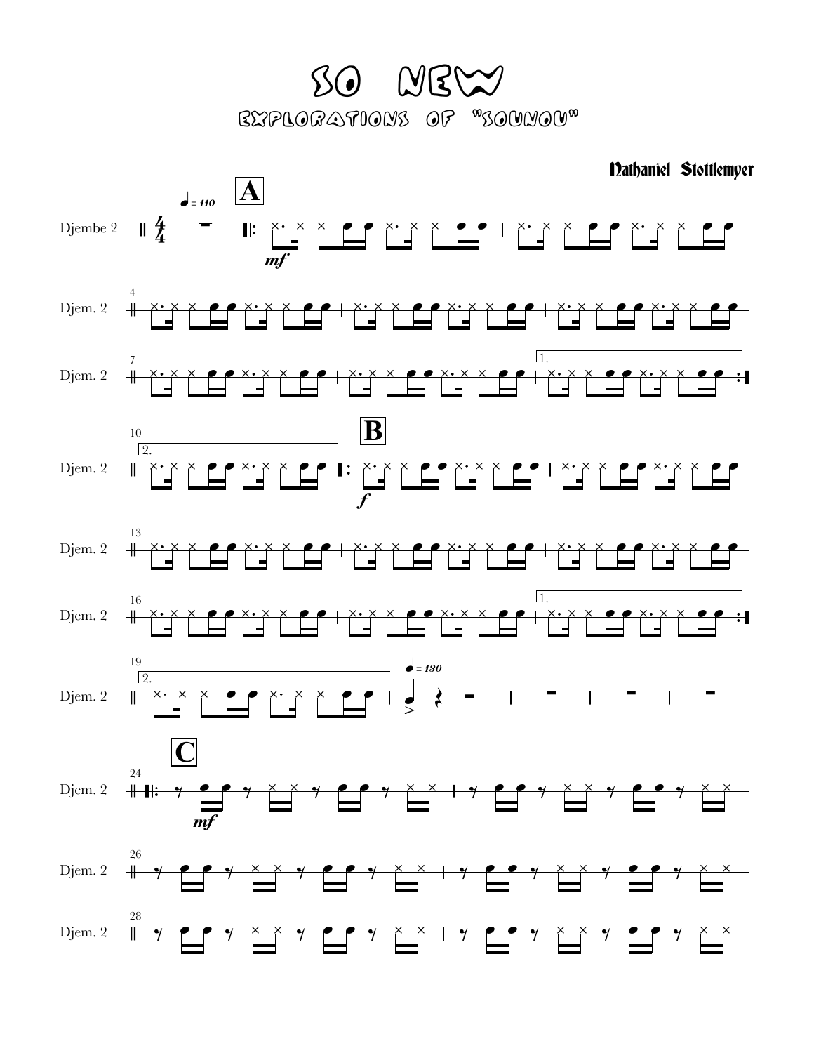# SO NEW

## EXPLORATIONS OF "SOUNOU"

Nathaniel Stottlemyer